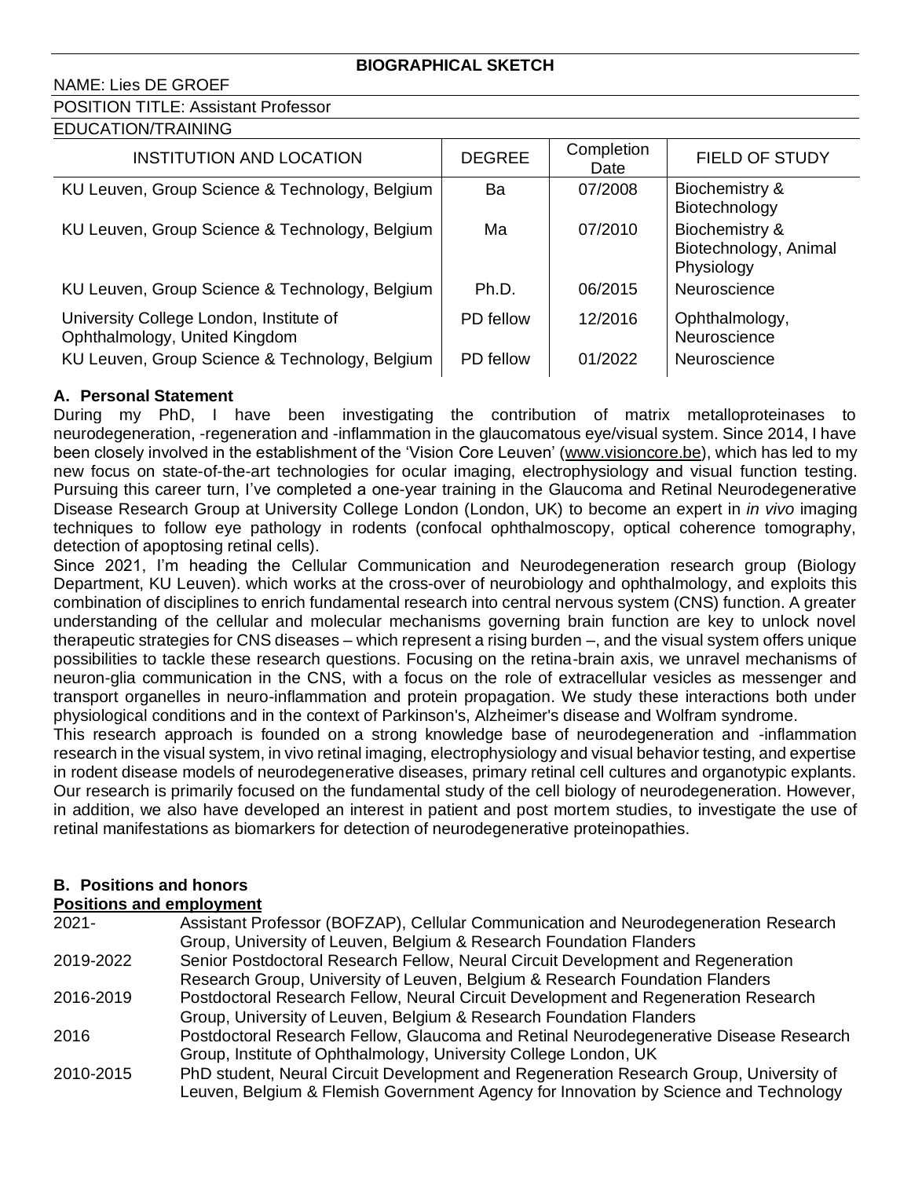# BIOGRAPHICAL SKETCH

NAME: Lies DE GROEF

POSITION TITLE: Assistant Professor

EDUCATION/TRAINING

| INSTITUTION AND LOCATION | DEGREE | Completion Date | FIELD OF STUDY |
|---|---|---|---|
| KU Leuven, Group Science & Technology, Belgium | Ba | 07/2008 | Biochemistry & Biotechnology |
| KU Leuven, Group Science & Technology, Belgium | Ma | 07/2010 | Biochemistry & Biotechnology, Animal Physiology |
| KU Leuven, Group Science & Technology, Belgium | Ph.D. | 06/2015 | Neuroscience |
| University College London, Institute of Ophthalmology, United Kingdom | PD fellow | 12/2016 | Ophthalmology, Neuroscience |
| KU Leuven, Group Science & Technology, Belgium | PD fellow | 01/2022 | Neuroscience |

## A. Personal Statement

During my PhD, I have been investigating the contribution of matrix metalloproteinases to neurodegeneration, -regeneration and -inflammation in the glaucomatous eye/visual system. Since 2014, I have been closely involved in the establishment of the 'Vision Core Leuven' (www.visioncore.be), which has led to my new focus on state-of-the-art technologies for ocular imaging, electrophysiology and visual function testing. Pursuing this career turn, I've completed a one-year training in the Glaucoma and Retinal Neurodegenerative Disease Research Group at University College London (London, UK) to become an expert in *in vivo* imaging techniques to follow eye pathology in rodents (confocal ophthalmoscopy, optical coherence tomography, detection of apoptosing retinal cells).

Since 2021, I'm heading the Cellular Communication and Neurodegeneration research group (Biology Department, KU Leuven). which works at the cross-over of neurobiology and ophthalmology, and exploits this combination of disciplines to enrich fundamental research into central nervous system (CNS) function. A greater understanding of the cellular and molecular mechanisms governing brain function are key to unlock novel therapeutic strategies for CNS diseases – which represent a rising burden –, and the visual system offers unique possibilities to tackle these research questions. Focusing on the retina-brain axis, we unravel mechanisms of neuron-glia communication in the CNS, with a focus on the role of extracellular vesicles as messenger and transport organelles in neuro-inflammation and protein propagation. We study these interactions both under physiological conditions and in the context of Parkinson's, Alzheimer's disease and Wolfram syndrome.

This research approach is founded on a strong knowledge base of neurodegeneration and -inflammation research in the visual system, in vivo retinal imaging, electrophysiology and visual behavior testing, and expertise in rodent disease models of neurodegenerative diseases, primary retinal cell cultures and organotypic explants. Our research is primarily focused on the fundamental study of the cell biology of neurodegeneration. However, in addition, we also have developed an interest in patient and post mortem studies, to investigate the use of retinal manifestations as biomarkers for detection of neurodegenerative proteinopathies.

## B. Positions and honors

**Positions and employment**

| | |
|---|---|
| 2021- | Assistant Professor (BOFZAP), Cellular Communication and Neurodegeneration Research Group, University of Leuven, Belgium & Research Foundation Flanders |
| 2019-2022 | Senior Postdoctoral Research Fellow, Neural Circuit Development and Regeneration Research Group, University of Leuven, Belgium & Research Foundation Flanders |
| 2016-2019 | Postdoctoral Research Fellow, Neural Circuit Development and Regeneration Research Group, University of Leuven, Belgium & Research Foundation Flanders |
| 2016 | Postdoctoral Research Fellow, Glaucoma and Retinal Neurodegenerative Disease Research Group, Institute of Ophthalmology, University College London, UK |
| 2010-2015 | PhD student, Neural Circuit Development and Regeneration Research Group, University of Leuven, Belgium & Flemish Government Agency for Innovation by Science and Technology |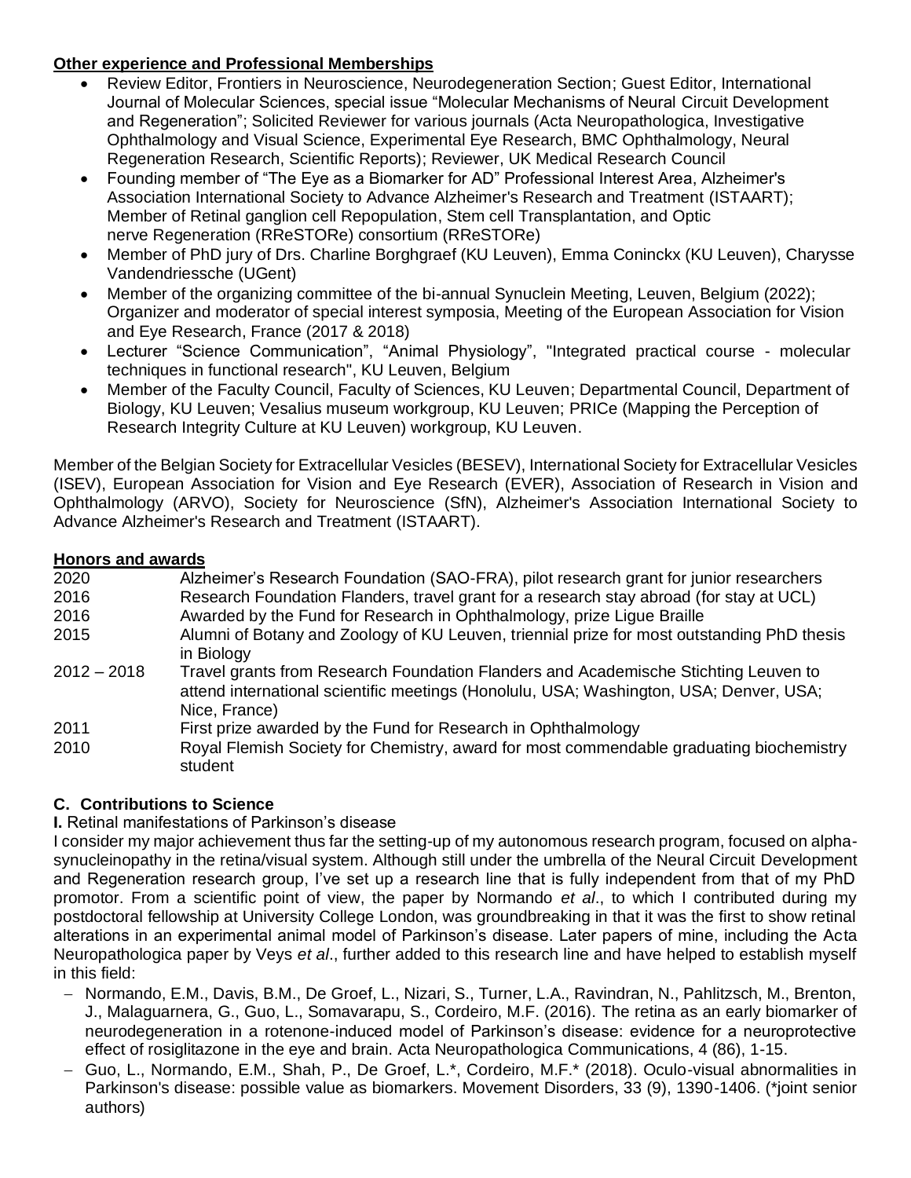**Other experience and Professional Memberships**

- Review Editor, Frontiers in Neuroscience, Neurodegeneration Section; Guest Editor, International Journal of Molecular Sciences, special issue "Molecular Mechanisms of Neural Circuit Development and Regeneration"; Solicited Reviewer for various journals (Acta Neuropathologica, Investigative Ophthalmology and Visual Science, Experimental Eye Research, BMC Ophthalmology, Neural Regeneration Research, Scientific Reports); Reviewer, UK Medical Research Council
- Founding member of "The Eye as a Biomarker for AD" Professional Interest Area, Alzheimer's Association International Society to Advance Alzheimer's Research and Treatment (ISTAART); Member of Retinal ganglion cell Repopulation, Stem cell Transplantation, and Optic nerve Regeneration (RReSTORe) consortium (RReSTORe)
- Member of PhD jury of Drs. Charline Borghgraef (KU Leuven), Emma Coninckx (KU Leuven), Charysse Vandendriessche (UGent)
- Member of the organizing committee of the bi-annual Synuclein Meeting, Leuven, Belgium (2022); Organizer and moderator of special interest symposia, Meeting of the European Association for Vision and Eye Research, France (2017 & 2018)
- Lecturer "Science Communication", "Animal Physiology", "Integrated practical course - molecular techniques in functional research", KU Leuven, Belgium
- Member of the Faculty Council, Faculty of Sciences, KU Leuven; Departmental Council, Department of Biology, KU Leuven; Vesalius museum workgroup, KU Leuven; PRICe (Mapping the Perception of Research Integrity Culture at KU Leuven) workgroup, KU Leuven.

Member of the Belgian Society for Extracellular Vesicles (BESEV), International Society for Extracellular Vesicles (ISEV), European Association for Vision and Eye Research (EVER), Association of Research in Vision and Ophthalmology (ARVO), Society for Neuroscience (SfN), Alzheimer's Association International Society to Advance Alzheimer's Research and Treatment (ISTAART).

**Honors and awards**

| | |
|---|---|
| 2020 | Alzheimer's Research Foundation (SAO-FRA), pilot research grant for junior researchers |
| 2016 | Research Foundation Flanders, travel grant for a research stay abroad (for stay at UCL) |
| 2016 | Awarded by the Fund for Research in Ophthalmology, prize Ligue Braille |
| 2015 | Alumni of Botany and Zoology of KU Leuven, triennial prize for most outstanding PhD thesis in Biology |
| 2012 – 2018 | Travel grants from Research Foundation Flanders and Academische Stichting Leuven to attend international scientific meetings (Honolulu, USA; Washington, USA; Denver, USA; Nice, France) |
| 2011 | First prize awarded by the Fund for Research in Ophthalmology |
| 2010 | Royal Flemish Society for Chemistry, award for most commendable graduating biochemistry student |

## C. Contributions to Science

**I.** Retinal manifestations of Parkinson's disease

I consider my major achievement thus far the setting-up of my autonomous research program, focused on alpha-synucleinopathy in the retina/visual system. Although still under the umbrella of the Neural Circuit Development and Regeneration research group, I've set up a research line that is fully independent from that of my PhD promotor. From a scientific point of view, the paper by Normando *et al*., to which I contributed during my postdoctoral fellowship at University College London, was groundbreaking in that it was the first to show retinal alterations in an experimental animal model of Parkinson's disease. Later papers of mine, including the Acta Neuropathologica paper by Veys *et al*., further added to this research line and have helped to establish myself in this field:

- Normando, E.M., Davis, B.M., De Groef, L., Nizari, S., Turner, L.A., Ravindran, N., Pahlitzsch, M., Brenton, J., Malaguarnera, G., Guo, L., Somavarapu, S., Cordeiro, M.F. (2016). The retina as an early biomarker of neurodegeneration in a rotenone-induced model of Parkinson's disease: evidence for a neuroprotective effect of rosiglitazone in the eye and brain. Acta Neuropathologica Communications, 4 (86), 1-15.
- Guo, L., Normando, E.M., Shah, P., De Groef, L.*, Cordeiro, M.F.* (2018). Oculo-visual abnormalities in Parkinson's disease: possible value as biomarkers. Movement Disorders, 33 (9), 1390-1406. (*joint senior authors)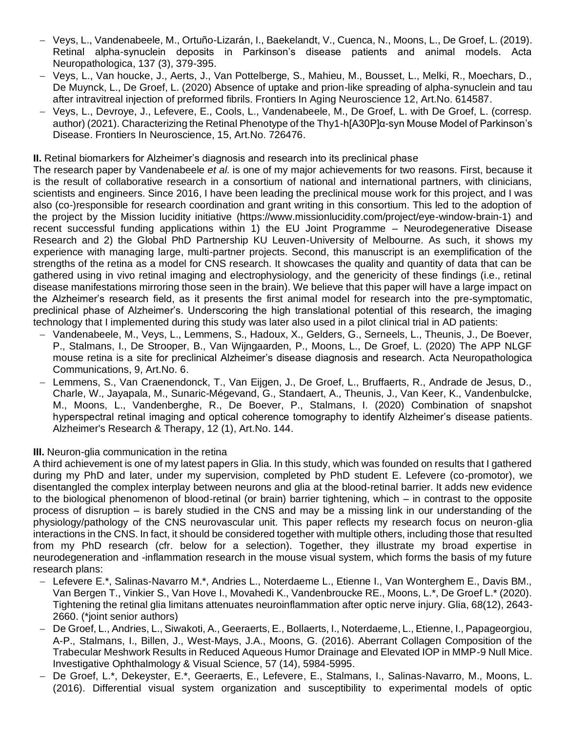- Veys, L., Vandenabeele, M., Ortuño-Lizarán, I., Baekelandt, V., Cuenca, N., Moons, L., De Groef, L. (2019). Retinal alpha-synuclein deposits in Parkinson's disease patients and animal models. Acta Neuropathologica, 137 (3), 379-395.
- Veys, L., Van houcke, J., Aerts, J., Van Pottelberge, S., Mahieu, M., Bousset, L., Melki, R., Moechars, D., De Muynck, L., De Groef, L. (2020) Absence of uptake and prion-like spreading of alpha-synuclein and tau after intravitreal injection of preformed fibrils. Frontiers In Aging Neuroscience 12, Art.No. 614587.
- Veys, L., Devroye, J., Lefevere, E., Cools, L., Vandenabeele, M., De Groef, L. with De Groef, L. (corresp. author) (2021). Characterizing the Retinal Phenotype of the Thy1-h[A30P]α-syn Mouse Model of Parkinson's Disease. Frontiers In Neuroscience, 15, Art.No. 726476.

**II.** Retinal biomarkers for Alzheimer's diagnosis and research into its preclinical phase

The research paper by Vandenabeele *et al.* is one of my major achievements for two reasons. First, because it is the result of collaborative research in a consortium of national and international partners, with clinicians, scientists and engineers. Since 2016, I have been leading the preclinical mouse work for this project, and I was also (co-)responsible for research coordination and grant writing in this consortium. This led to the adoption of the project by the Mission lucidity initiative (https://www.missionlucidity.com/project/eye-window-brain-1) and recent successful funding applications within 1) the EU Joint Programme – Neurodegenerative Disease Research and 2) the Global PhD Partnership KU Leuven-University of Melbourne. As such, it shows my experience with managing large, multi-partner projects. Second, this manuscript is an exemplification of the strengths of the retina as a model for CNS research. It showcases the quality and quantity of data that can be gathered using in vivo retinal imaging and electrophysiology, and the genericity of these findings (i.e., retinal disease manifestations mirroring those seen in the brain). We believe that this paper will have a large impact on the Alzheimer's research field, as it presents the first animal model for research into the pre-symptomatic, preclinical phase of Alzheimer's. Underscoring the high translational potential of this research, the imaging technology that I implemented during this study was later also used in a pilot clinical trial in AD patients:

- Vandenabeele, M., Veys, L., Lemmens, S., Hadoux, X., Gelders, G., Serneels, L., Theunis, J., De Boever, P., Stalmans, I., De Strooper, B., Van Wijngaarden, P., Moons, L., De Groef, L. (2020) The APP NLGF mouse retina is a site for preclinical Alzheimer's disease diagnosis and research. Acta Neuropathologica Communications, 9, Art.No. 6.
- Lemmens, S., Van Craenendonck, T., Van Eijgen, J., De Groef, L., Bruffaerts, R., Andrade de Jesus, D., Charle, W., Jayapala, M., Sunaric-Mégevand, G., Standaert, A., Theunis, J., Van Keer, K., Vandenbulcke, M., Moons, L., Vandenberghe, R., De Boever, P., Stalmans, I. (2020) Combination of snapshot hyperspectral retinal imaging and optical coherence tomography to identify Alzheimer's disease patients. Alzheimer's Research & Therapy, 12 (1), Art.No. 144.

**III.** Neuron-glia communication in the retina

A third achievement is one of my latest papers in Glia. In this study, which was founded on results that I gathered during my PhD and later, under my supervision, completed by PhD student E. Lefevere (co-promotor), we disentangled the complex interplay between neurons and glia at the blood-retinal barrier. It adds new evidence to the biological phenomenon of blood-retinal (or brain) barrier tightening, which – in contrast to the opposite process of disruption – is barely studied in the CNS and may be a missing link in our understanding of the physiology/pathology of the CNS neurovascular unit. This paper reflects my research focus on neuron-glia interactions in the CNS. In fact, it should be considered together with multiple others, including those that resulted from my PhD research (cfr. below for a selection). Together, they illustrate my broad expertise in neurodegeneration and -inflammation research in the mouse visual system, which forms the basis of my future research plans:

- Lefevere E.*, Salinas-Navarro M.*, Andries L., Noterdaeme L., Etienne I., Van Wonterghem E., Davis BM., Van Bergen T., Vinkier S., Van Hove I., Movahedi K., Vandenbroucke RE., Moons, L.*, De Groef L.* (2020). Tightening the retinal glia limitans attenuates neuroinflammation after optic nerve injury. Glia, 68(12), 2643-2660. (*joint senior authors)
- De Groef, L., Andries, L., Siwakoti, A., Geeraerts, E., Bollaerts, I., Noterdaeme, L., Etienne, I., Papageorgiou, A-P., Stalmans, I., Billen, J., West-Mays, J.A., Moons, G. (2016). Aberrant Collagen Composition of the Trabecular Meshwork Results in Reduced Aqueous Humor Drainage and Elevated IOP in MMP-9 Null Mice. Investigative Ophthalmology & Visual Science, 57 (14), 5984-5995.
- De Groef, L.*, Dekeyster, E.*, Geeraerts, E., Lefevere, E., Stalmans, I., Salinas-Navarro, M., Moons, L. (2016). Differential visual system organization and susceptibility to experimental models of optic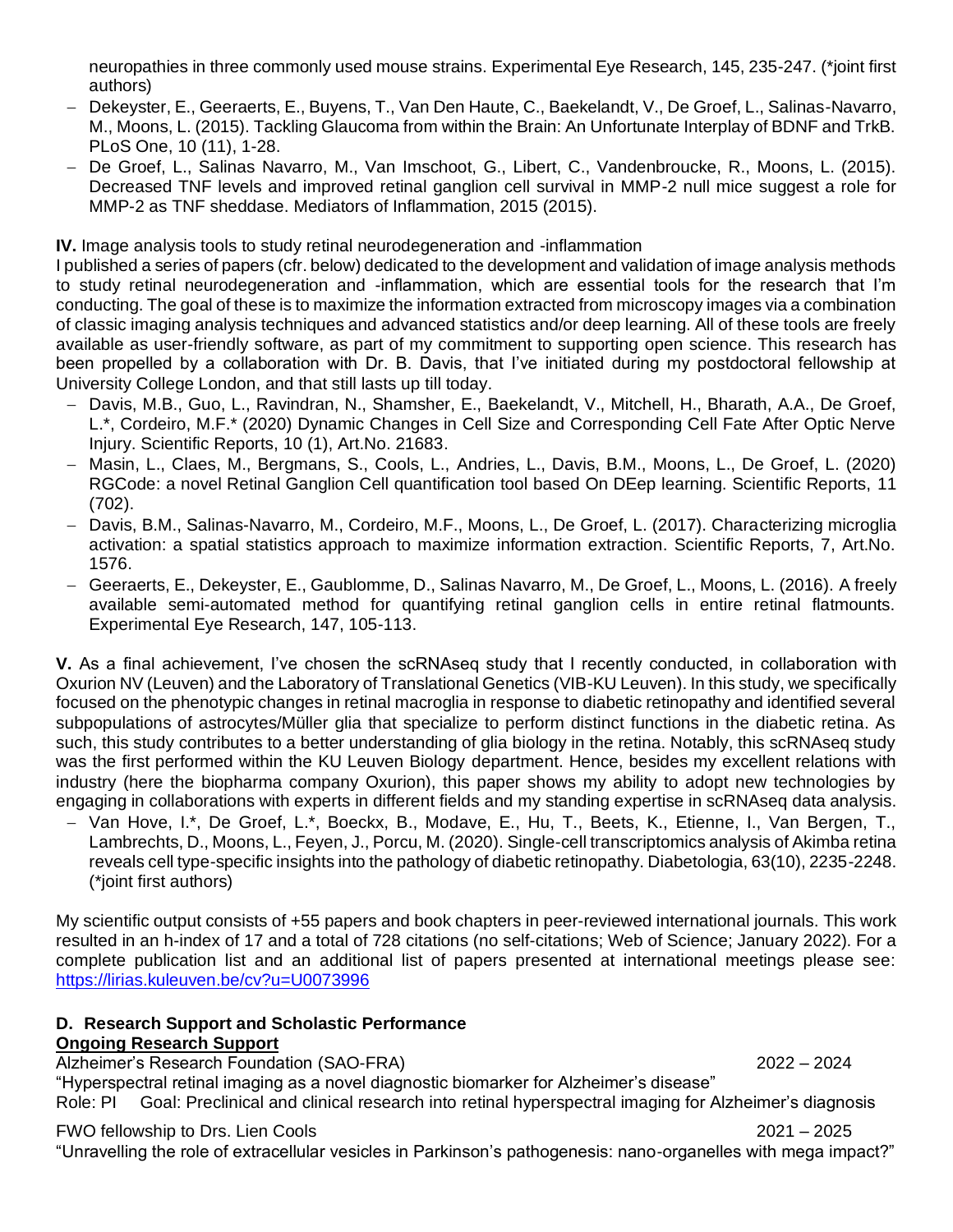neuropathies in three commonly used mouse strains. Experimental Eye Research, 145, 235-247. (*joint first authors)

- Dekeyster, E., Geeraerts, E., Buyens, T., Van Den Haute, C., Baekelandt, V., De Groef, L., Salinas-Navarro, M., Moons, L. (2015). Tackling Glaucoma from within the Brain: An Unfortunate Interplay of BDNF and TrkB. PLoS One, 10 (11), 1-28.
- De Groef, L., Salinas Navarro, M., Van Imschoot, G., Libert, C., Vandenbroucke, R., Moons, L. (2015). Decreased TNF levels and improved retinal ganglion cell survival in MMP-2 null mice suggest a role for MMP-2 as TNF sheddase. Mediators of Inflammation, 2015 (2015).

**IV.** Image analysis tools to study retinal neurodegeneration and -inflammation

I published a series of papers (cfr. below) dedicated to the development and validation of image analysis methods to study retinal neurodegeneration and -inflammation, which are essential tools for the research that I'm conducting. The goal of these is to maximize the information extracted from microscopy images via a combination of classic imaging analysis techniques and advanced statistics and/or deep learning. All of these tools are freely available as user-friendly software, as part of my commitment to supporting open science. This research has been propelled by a collaboration with Dr. B. Davis, that I've initiated during my postdoctoral fellowship at University College London, and that still lasts up till today.

- Davis, M.B., Guo, L., Ravindran, N., Shamsher, E., Baekelandt, V., Mitchell, H., Bharath, A.A., De Groef, L.*, Cordeiro, M.F.* (2020) Dynamic Changes in Cell Size and Corresponding Cell Fate After Optic Nerve Injury. Scientific Reports, 10 (1), Art.No. 21683.
- Masin, L., Claes, M., Bergmans, S., Cools, L., Andries, L., Davis, B.M., Moons, L., De Groef, L. (2020) RGCode: a novel Retinal Ganglion Cell quantification tool based On DEep learning. Scientific Reports, 11 (702).
- Davis, B.M., Salinas-Navarro, M., Cordeiro, M.F., Moons, L., De Groef, L. (2017). Characterizing microglia activation: a spatial statistics approach to maximize information extraction. Scientific Reports, 7, Art.No. 1576.
- Geeraerts, E., Dekeyster, E., Gaublomme, D., Salinas Navarro, M., De Groef, L., Moons, L. (2016). A freely available semi-automated method for quantifying retinal ganglion cells in entire retinal flatmounts. Experimental Eye Research, 147, 105-113.

**V.** As a final achievement, I've chosen the scRNAseq study that I recently conducted, in collaboration with Oxurion NV (Leuven) and the Laboratory of Translational Genetics (VIB-KU Leuven). In this study, we specifically focused on the phenotypic changes in retinal macroglia in response to diabetic retinopathy and identified several subpopulations of astrocytes/Müller glia that specialize to perform distinct functions in the diabetic retina. As such, this study contributes to a better understanding of glia biology in the retina. Notably, this scRNAseq study was the first performed within the KU Leuven Biology department. Hence, besides my excellent relations with industry (here the biopharma company Oxurion), this paper shows my ability to adopt new technologies by engaging in collaborations with experts in different fields and my standing expertise in scRNAseq data analysis.

- Van Hove, I.*, De Groef, L.*, Boeckx, B., Modave, E., Hu, T., Beets, K., Etienne, I., Van Bergen, T., Lambrechts, D., Moons, L., Feyen, J., Porcu, M. (2020). Single-cell transcriptomics analysis of Akimba retina reveals cell type-specific insights into the pathology of diabetic retinopathy. Diabetologia, 63(10), 2235-2248. (*joint first authors)

My scientific output consists of +55 papers and book chapters in peer-reviewed international journals. This work resulted in an h-index of 17 and a total of 728 citations (no self-citations; Web of Science; January 2022). For a complete publication list and an additional list of papers presented at international meetings please see: https://lirias.kuleuven.be/cv?u=U0073996

## D. Research Support and Scholastic Performance

**Ongoing Research Support**

Alzheimer's Research Foundation (SAO-FRA) 2022 – 2024

"Hyperspectral retinal imaging as a novel diagnostic biomarker for Alzheimer's disease"

Role: PI Goal: Preclinical and clinical research into retinal hyperspectral imaging for Alzheimer's diagnosis

FWO fellowship to Drs. Lien Cools 2021 – 2025

"Unravelling the role of extracellular vesicles in Parkinson's pathogenesis: nano-organelles with mega impact?"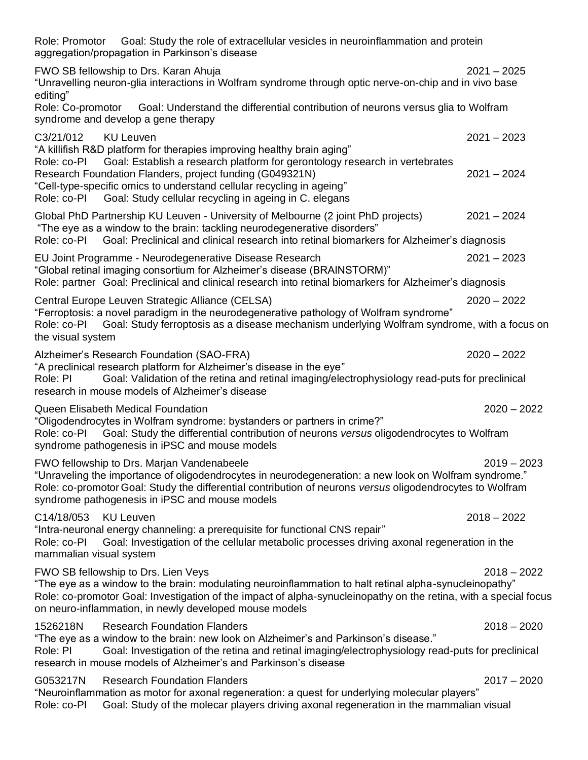Role: Promotor Goal: Study the role of extracellular vesicles in neuroinflammation and protein aggregation/propagation in Parkinson's disease

FWO SB fellowship to Drs. Karan Ahuja 2021 – 2025
"Unravelling neuron-glia interactions in Wolfram syndrome through optic nerve-on-chip and in vivo base editing"
Role: Co-promotor Goal: Understand the differential contribution of neurons versus glia to Wolfram syndrome and develop a gene therapy

C3/21/012 KU Leuven 2021 – 2023
"A killifish R&D platform for therapies improving healthy brain aging"
Role: co-PI Goal: Establish a research platform for gerontology research in vertebrates

Research Foundation Flanders, project funding (G049321N) 2021 – 2024
"Cell-type-specific omics to understand cellular recycling in ageing"
Role: co-PI Goal: Study cellular recycling in ageing in C. elegans

Global PhD Partnership KU Leuven - University of Melbourne (2 joint PhD projects) 2021 – 2024
"The eye as a window to the brain: tackling neurodegenerative disorders"
Role: co-PI Goal: Preclinical and clinical research into retinal biomarkers for Alzheimer's diagnosis

EU Joint Programme - Neurodegenerative Disease Research 2021 – 2023
"Global retinal imaging consortium for Alzheimer's disease (BRAINSTORM)"
Role: partner Goal: Preclinical and clinical research into retinal biomarkers for Alzheimer's diagnosis

Central Europe Leuven Strategic Alliance (CELSA) 2020 – 2022
"Ferroptosis: a novel paradigm in the neurodegenerative pathology of Wolfram syndrome"
Role: co-PI Goal: Study ferroptosis as a disease mechanism underlying Wolfram syndrome, with a focus on the visual system

Alzheimer's Research Foundation (SAO-FRA) 2020 – 2022
"A preclinical research platform for Alzheimer's disease in the eye"
Role: PI Goal: Validation of the retina and retinal imaging/electrophysiology read-puts for preclinical research in mouse models of Alzheimer's disease

Queen Elisabeth Medical Foundation 2020 – 2022
"Oligodendrocytes in Wolfram syndrome: bystanders or partners in crime?"
Role: co-PI Goal: Study the differential contribution of neurons *versus* oligodendrocytes to Wolfram syndrome pathogenesis in iPSC and mouse models

FWO fellowship to Drs. Marjan Vandenabeele 2019 – 2023
"Unraveling the importance of oligodendrocytes in neurodegeneration: a new look on Wolfram syndrome."
Role: co-promotor Goal: Study the differential contribution of neurons *versus* oligodendrocytes to Wolfram syndrome pathogenesis in iPSC and mouse models

C14/18/053 KU Leuven 2018 – 2022
"Intra-neuronal energy channeling: a prerequisite for functional CNS repair"
Role: co-PI Goal: Investigation of the cellular metabolic processes driving axonal regeneration in the mammalian visual system

FWO SB fellowship to Drs. Lien Veys 2018 – 2022
"The eye as a window to the brain: modulating neuroinflammation to halt retinal alpha-synucleinopathy"
Role: co-promotor Goal: Investigation of the impact of alpha-synucleinopathy on the retina, with a special focus on neuro-inflammation, in newly developed mouse models

1526218N Research Foundation Flanders 2018 – 2020
"The eye as a window to the brain: new look on Alzheimer's and Parkinson's disease."
Role: PI Goal: Investigation of the retina and retinal imaging/electrophysiology read-puts for preclinical research in mouse models of Alzheimer's and Parkinson's disease

G053217N Research Foundation Flanders 2017 – 2020
"Neuroinflammation as motor for axonal regeneration: a quest for underlying molecular players"
Role: co-PI Goal: Study of the molecar players driving axonal regeneration in the mammalian visual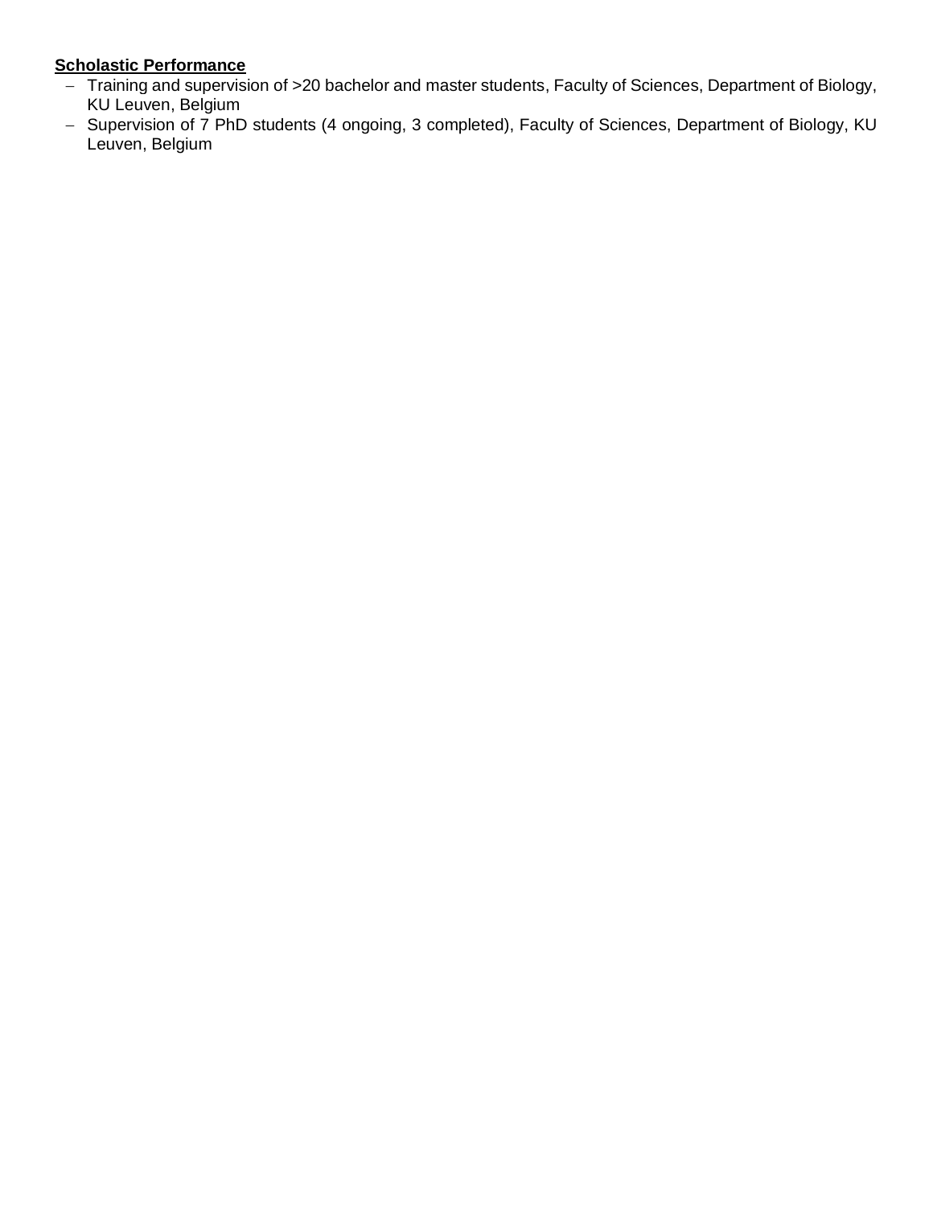**Scholastic Performance**

- Training and supervision of >20 bachelor and master students, Faculty of Sciences, Department of Biology, KU Leuven, Belgium
- Supervision of 7 PhD students (4 ongoing, 3 completed), Faculty of Sciences, Department of Biology, KU Leuven, Belgium